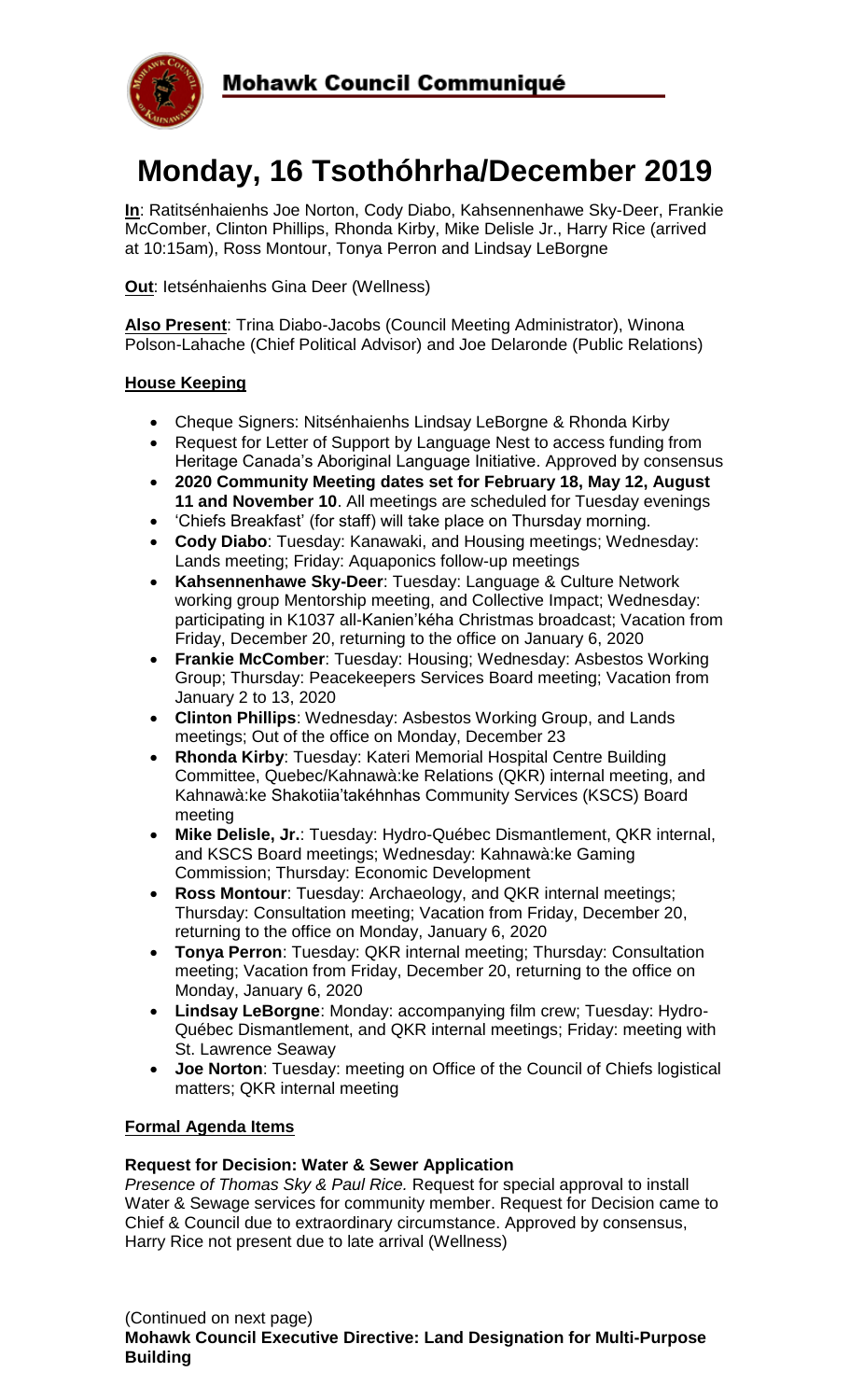**Mohawk Council Communiqué**

# Monday, 16 Tsothóhrha/December 2019

**In**: Ratitsénhaienhs Joe Norton, Cody Diabo, Kahsennenhawe Sky-Deer, Frankie McComber, Clinton Phillips, Rhonda Kirby, Mike Delisle Jr., Harry Rice (arrived at 10:15am), Ross Montour, Tonya Perron and Lindsay LeBorgne

**Out**: Ietsénhaienhs Gina Deer (Wellness)

**Also Present**: Trina Diabo-Jacobs (Council Meeting Administrator), Winona Polson-Lahache (Chief Political Advisor) and Joe Delaronde (Public Relations)

## House Keeping

- Cheque Signers: Nitsénhaienhs Lindsay LeBorgne & Rhonda Kirby
- Request for Letter of Support by Language Nest to access funding from Heritage Canada's Aboriginal Language Initiative. Approved by consensus
- **2020 Community Meeting dates set for February 18, May 12, August 11 and November 10**. All meetings are scheduled for Tuesday evenings
- 'Chiefs Breakfast' (for staff) will take place on Thursday morning.
- **Cody Diabo**: Tuesday: Kanawaki, and Housing meetings; Wednesday: Lands meeting; Friday: Aquaponics follow-up meetings
- **Kahsennenhawe Sky-Deer**: Tuesday: Language & Culture Network working group Mentorship meeting, and Collective Impact; Wednesday: participating in K1037 all-Kanien'kéha Christmas broadcast; Vacation from Friday, December 20, returning to the office on January 6, 2020
- **Frankie McComber**: Tuesday: Housing; Wednesday: Asbestos Working Group; Thursday: Peacekeepers Services Board meeting; Vacation from January 2 to 13, 2020
- **Clinton Phillips**: Wednesday: Asbestos Working Group, and Lands meetings; Out of the office on Monday, December 23
- **Rhonda Kirby**: Tuesday: Kateri Memorial Hospital Centre Building Committee, Quebec/Kahnawà:ke Relations (QKR) internal meeting, and Kahnawà:ke Shakotiia'takéhnhas Community Services (KSCS) Board meeting
- **Mike Delisle, Jr.**: Tuesday: Hydro-Québec Dismantlement, QKR internal, and KSCS Board meetings; Wednesday: Kahnawà:ke Gaming Commission; Thursday: Economic Development
- **Ross Montour**: Tuesday: Archaeology, and QKR internal meetings; Thursday: Consultation meeting; Vacation from Friday, December 20, returning to the office on Monday, January 6, 2020
- **Tonya Perron**: Tuesday: QKR internal meeting; Thursday: Consultation meeting; Vacation from Friday, December 20, returning to the office on Monday, January 6, 2020
- **Lindsay LeBorgne**: Monday: accompanying film crew; Tuesday: Hydro-Québec Dismantlement, and QKR internal meetings; Friday: meeting with St. Lawrence Seaway
- **Joe Norton**: Tuesday: meeting on Office of the Council of Chiefs logistical matters; QKR internal meeting

## Formal Agenda Items

### Request for Decision: Water & Sewer Application

*Presence of Thomas Sky & Paul Rice.* Request for special approval to install Water & Sewage services for community member. Request for Decision came to Chief & Council due to extraordinary circumstance. Approved by consensus, Harry Rice not present due to late arrival (Wellness)

(Continued on next page)

**Mohawk Council Executive Directive: Land Designation for Multi-Purpose Building**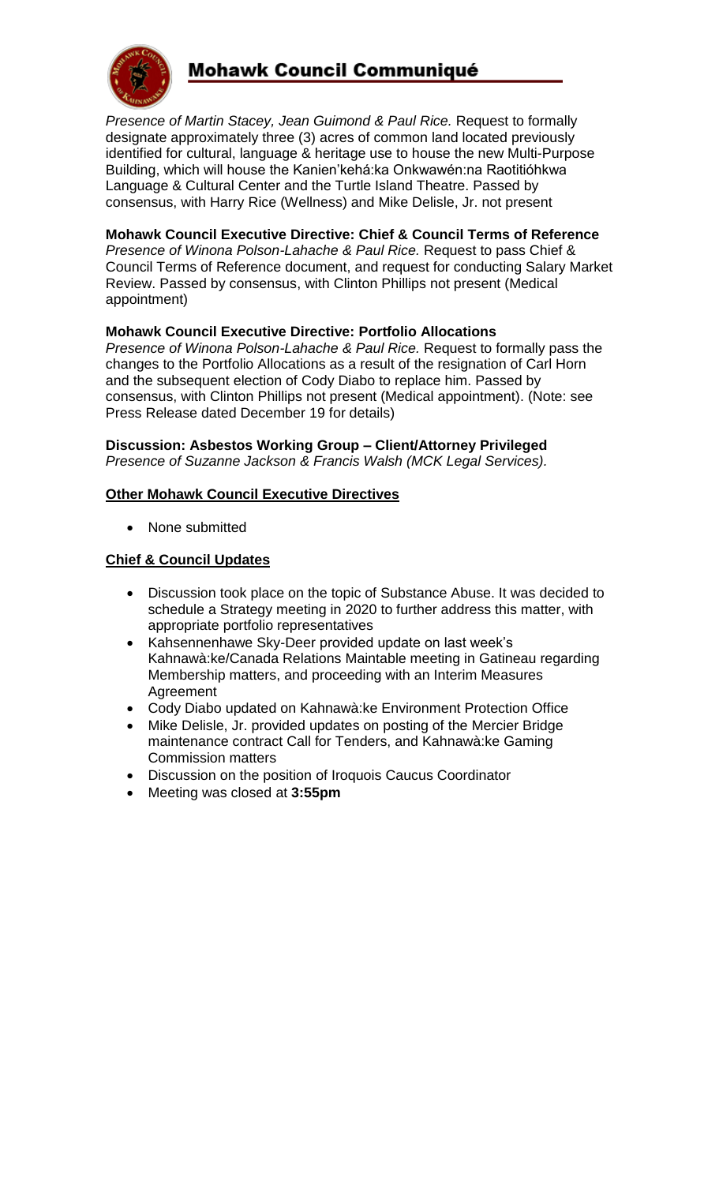*Presence of Martin Stacey, Jean Guimond & Paul Rice.* Request to formally designate approximately three (3) acres of common land located previously identified for cultural, language & heritage use to house the new Multi-Purpose Building, which will house the Kanien'kehá:ka Onkwawén:na Raotitióhkwa Language & Cultural Center and the Turtle Island Theatre. Passed by consensus, with Harry Rice (Wellness) and Mike Delisle, Jr. not present

**Mohawk Council Executive Directive: Chief & Council Terms of Reference**
*Presence of Winona Polson-Lahache & Paul Rice.* Request to pass Chief & Council Terms of Reference document, and request for conducting Salary Market Review. Passed by consensus, with Clinton Phillips not present (Medical appointment)

**Mohawk Council Executive Directive: Portfolio Allocations**
*Presence of Winona Polson-Lahache & Paul Rice.* Request to formally pass the changes to the Portfolio Allocations as a result of the resignation of Carl Horn and the subsequent election of Cody Diabo to replace him. Passed by consensus, with Clinton Phillips not present (Medical appointment). (Note: see Press Release dated December 19 for details)

**Discussion: Asbestos Working Group – Client/Attorney Privileged**
*Presence of Suzanne Jackson & Francis Walsh (MCK Legal Services).*

**Other Mohawk Council Executive Directives**

- None submitted

**Chief & Council Updates**

- Discussion took place on the topic of Substance Abuse. It was decided to schedule a Strategy meeting in 2020 to further address this matter, with appropriate portfolio representatives
- Kahsennenhawe Sky-Deer provided update on last week's Kahnawà:ke/Canada Relations Maintable meeting in Gatineau regarding Membership matters, and proceeding with an Interim Measures Agreement
- Cody Diabo updated on Kahnawà:ke Environment Protection Office
- Mike Delisle, Jr. provided updates on posting of the Mercier Bridge maintenance contract Call for Tenders, and Kahnawà:ke Gaming Commission matters
- Discussion on the position of Iroquois Caucus Coordinator
- Meeting was closed at **3:55pm**